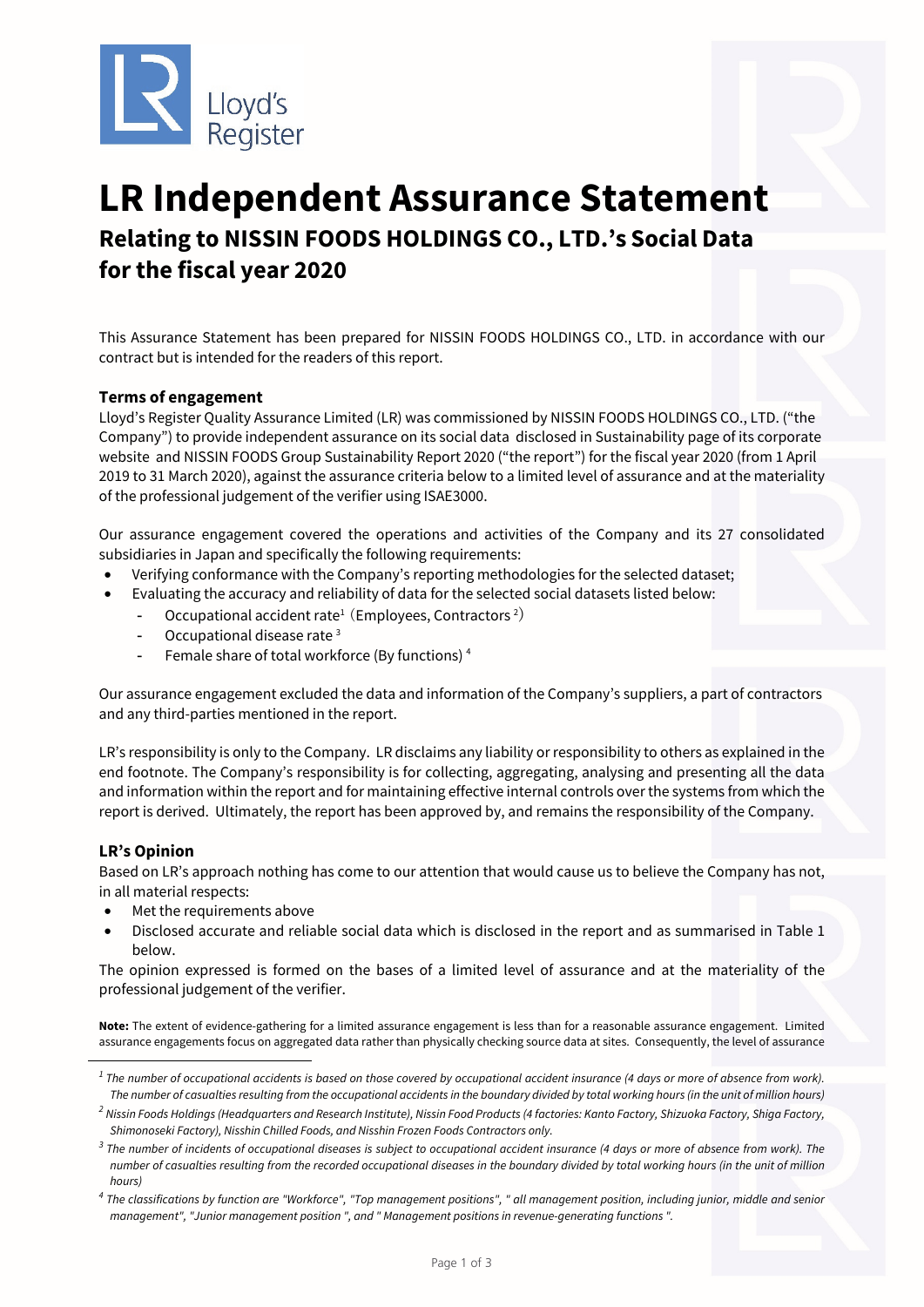Lloyd's Register

# LR Independent Assurance Statement

## Relating to NISSIN FOODS HOLDINGS CO., LTD.'s Social Data for the fiscal year 2020

This Assurance Statement has been prepared for NISSIN FOODS HOLDINGS CO., LTD. in accordance with our contract but is intended for the readers of this report.

### Terms of engagement

Lloyd's Register Quality Assurance Limited (LR) was commissioned by NISSIN FOODS HOLDINGS CO., LTD. ("the Company") to provide independent assurance on its social data disclosed in Sustainability page of its corporate website and NISSIN FOODS Group Sustainability Report 2020 ("the report") for the fiscal year 2020 (from 1 April 2019 to 31 March 2020), against the assurance criteria below to a limited level of assurance and at the materiality of the professional judgement of the verifier using ISAE3000.

Our assurance engagement covered the operations and activities of the Company and its 27 consolidated subsidiaries in Japan and specifically the following requirements:

- Verifying conformance with the Company's reporting methodologies for the selected dataset;
- Evaluating the accuracy and reliability of data for the selected social datasets listed below:
  - Occupational accident rate[1] (Employees, Contractors[2])
  - Occupational disease rate[3]
  - Female share of total workforce (By functions)[4]

Our assurance engagement excluded the data and information of the Company's suppliers, a part of contractors and any third-parties mentioned in the report.

LR's responsibility is only to the Company. LR disclaims any liability or responsibility to others as explained in the end footnote. The Company's responsibility is for collecting, aggregating, analysing and presenting all the data and information within the report and for maintaining effective internal controls over the systems from which the report is derived. Ultimately, the report has been approved by, and remains the responsibility of the Company.

### LR's Opinion

Based on LR's approach nothing has come to our attention that would cause us to believe the Company has not, in all material respects:

- Met the requirements above
- Disclosed accurate and reliable social data which is disclosed in the report and as summarised in Table 1 below.

The opinion expressed is formed on the bases of a limited level of assurance and at the materiality of the professional judgement of the verifier.

**Note:** The extent of evidence-gathering for a limited assurance engagement is less than for a reasonable assurance engagement. Limited assurance engagements focus on aggregated data rather than physically checking source data at sites. Consequently, the level of assurance

---

[1] *The number of occupational accidents is based on those covered by occupational accident insurance (4 days or more of absence from work). The number of casualties resulting from the occupational accidents in the boundary divided by total working hours (in the unit of million hours)*

[2] *Nissin Foods Holdings (Headquarters and Research Institute), Nissin Food Products (4 factories: Kanto Factory, Shizuoka Factory, Shiga Factory, Shimonoseki Factory), Nisshin Chilled Foods, and Nisshin Frozen Foods Contractors only.*

[3] *The number of incidents of occupational diseases is subject to occupational accident insurance (4 days or more of absence from work). The number of casualties resulting from the recorded occupational diseases in the boundary divided by total working hours (in the unit of million hours)*

[4] *The classifications by function are "Workforce", "Top management positions", " all management position, including junior, middle and senior management", "Junior management position ", and " Management positions in revenue-generating functions ".*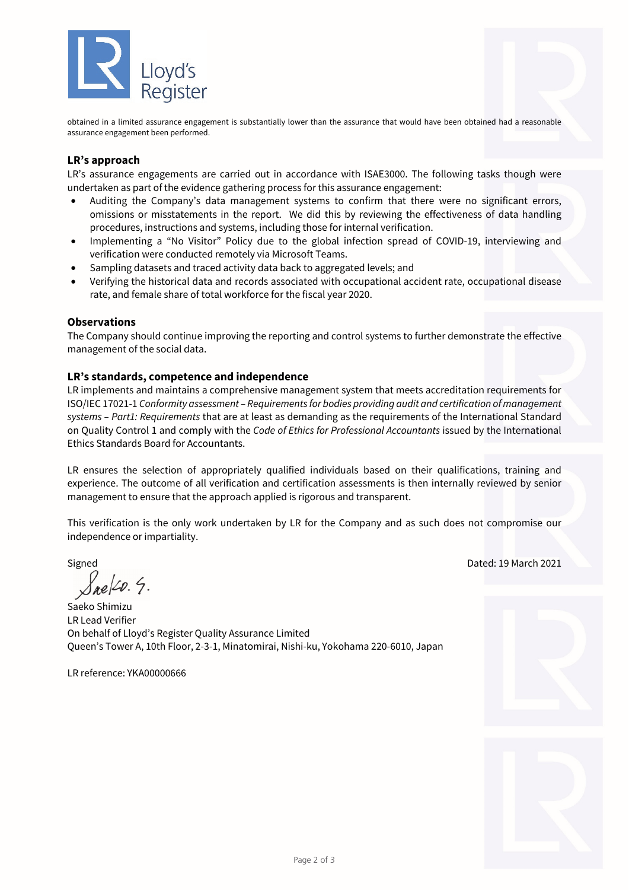obtained in a limited assurance engagement is substantially lower than the assurance that would have been obtained had a reasonable assurance engagement been performed.

## LR's approach

LR's assurance engagements are carried out in accordance with ISAE3000. The following tasks though were undertaken as part of the evidence gathering process for this assurance engagement:

- Auditing the Company's data management systems to confirm that there were no significant errors, omissions or misstatements in the report. We did this by reviewing the effectiveness of data handling procedures, instructions and systems, including those for internal verification.
- Implementing a "No Visitor" Policy due to the global infection spread of COVID-19, interviewing and verification were conducted remotely via Microsoft Teams.
- Sampling datasets and traced activity data back to aggregated levels; and
- Verifying the historical data and records associated with occupational accident rate, occupational disease rate, and female share of total workforce for the fiscal year 2020.

## Observations

The Company should continue improving the reporting and control systems to further demonstrate the effective management of the social data.

## LR's standards, competence and independence

LR implements and maintains a comprehensive management system that meets accreditation requirements for ISO/IEC 17021-1 *Conformity assessment – Requirements for bodies providing audit and certification of management systems – Part1: Requirements* that are at least as demanding as the requirements of the International Standard on Quality Control 1 and comply with the *Code of Ethics for Professional Accountants* issued by the International Ethics Standards Board for Accountants.

LR ensures the selection of appropriately qualified individuals based on their qualifications, training and experience. The outcome of all verification and certification assessments is then internally reviewed by senior management to ensure that the approach applied is rigorous and transparent.

This verification is the only work undertaken by LR for the Company and as such does not compromise our independence or impartiality.

Signed

Saeko S.

Saeko Shimizu
LR Lead Verifier
On behalf of Lloyd's Register Quality Assurance Limited
Queen's Tower A, 10th Floor, 2-3-1, Minatomirai, Nishi-ku, Yokohama 220-6010, Japan

Dated: 19 March 2021

LR reference: YKA00000666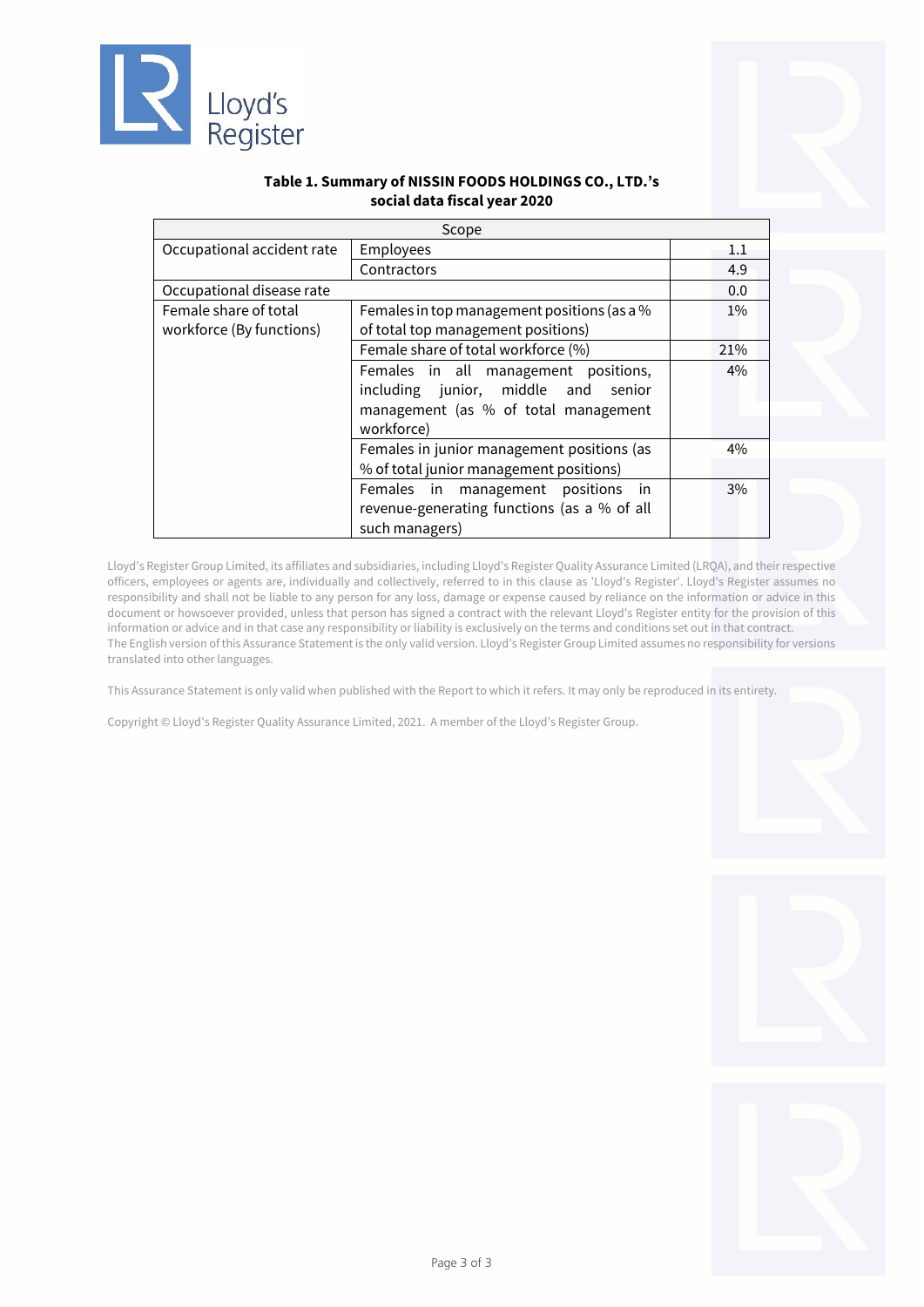**Table 1. Summary of NISSIN FOODS HOLDINGS CO., LTD.'s social data fiscal year 2020**

| Scope | | |
|---|---|---|
| Occupational accident rate | Employees | 1.1 |
| | Contractors | 4.9 |
| Occupational disease rate | | 0.0 |
| Female share of total workforce (By functions) | Females in top management positions (as a % of total top management positions) | 1% |
| | Female share of total workforce (%) | 21% |
| | Females in all management positions, including junior, middle and senior management (as % of total management workforce) | 4% |
| | Females in junior management positions (as % of total junior management positions) | 4% |
| | Females in management positions in revenue-generating functions (as a % of all such managers) | 3% |

Lloyd's Register Group Limited, its affiliates and subsidiaries, including Lloyd's Register Quality Assurance Limited (LRQA), and their respective officers, employees or agents are, individually and collectively, referred to in this clause as 'Lloyd's Register'. Lloyd's Register assumes no responsibility and shall not be liable to any person for any loss, damage or expense caused by reliance on the information or advice in this document or howsoever provided, unless that person has signed a contract with the relevant Lloyd's Register entity for the provision of this information or advice and in that case any responsibility or liability is exclusively on the terms and conditions set out in that contract.
The English version of this Assurance Statement is the only valid version. Lloyd's Register Group Limited assumes no responsibility for versions translated into other languages.

This Assurance Statement is only valid when published with the Report to which it refers. It may only be reproduced in its entirety.

Copyright © Lloyd's Register Quality Assurance Limited, 2021. A member of the Lloyd's Register Group.